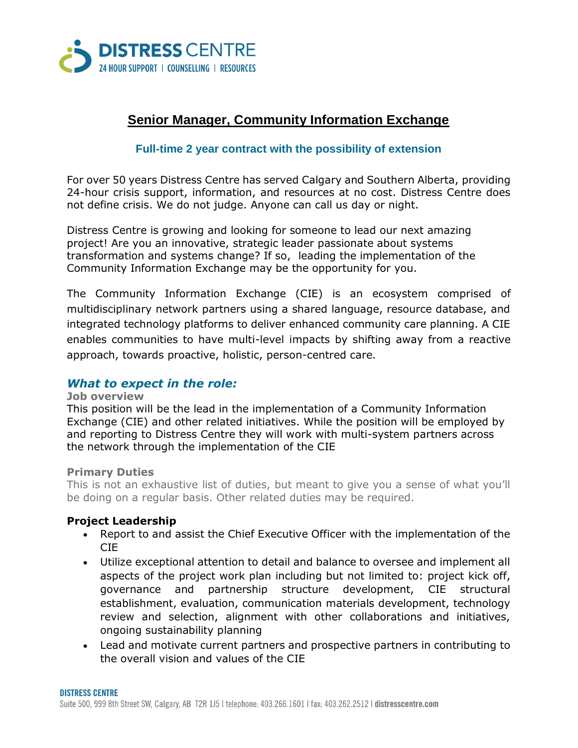# Senior Manager, Community Information Exchange

**Full-time 2 year contract with the possibility of extension**

For over 50 years Distress Centre has served Calgary and Southern Alberta, providing 24-hour crisis support, information, and resources at no cost. Distress Centre does not define crisis. We do not judge. Anyone can call us day or night.

Distress Centre is growing and looking for someone to lead our next amazing project! Are you an innovative, strategic leader passionate about systems transformation and systems change? If so, leading the implementation of the Community Information Exchange may be the opportunity for you.

The Community Information Exchange (CIE) is an ecosystem comprised of multidisciplinary network partners using a shared language, resource database, and integrated technology platforms to deliver enhanced community care planning. A CIE enables communities to have multi-level impacts by shifting away from a reactive approach, towards proactive, holistic, person-centred care.

## *What to expect in the role:*

**Job overview**

This position will be the lead in the implementation of a Community Information Exchange (CIE) and other related initiatives. While the position will be employed by and reporting to Distress Centre they will work with multi-system partners across the network through the implementation of the CIE

**Primary Duties**

This is not an exhaustive list of duties, but meant to give you a sense of what you'll be doing on a regular basis. Other related duties may be required.

**Project Leadership**

- Report to and assist the Chief Executive Officer with the implementation of the CIE
- Utilize exceptional attention to detail and balance to oversee and implement all aspects of the project work plan including but not limited to: project kick off, governance and partnership structure development, CIE structural establishment, evaluation, communication materials development, technology review and selection, alignment with other collaborations and initiatives, ongoing sustainability planning
- Lead and motivate current partners and prospective partners in contributing to the overall vision and values of the CIE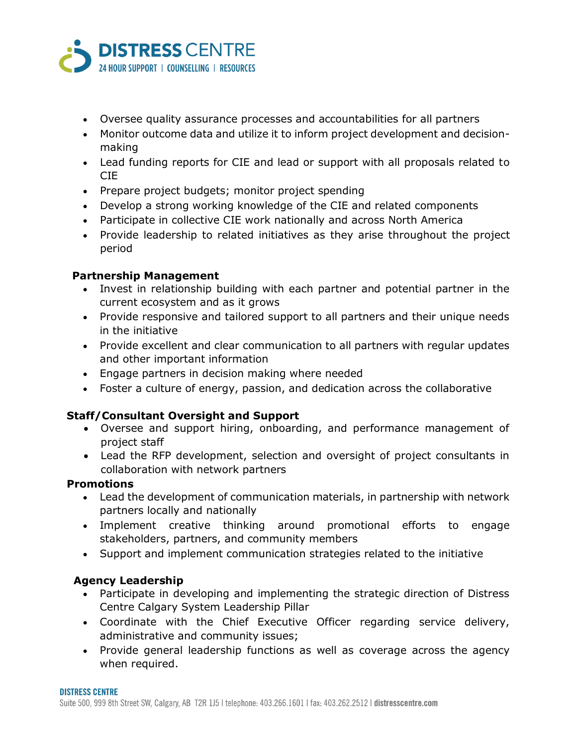- Oversee quality assurance processes and accountabilities for all partners
- Monitor outcome data and utilize it to inform project development and decision-making
- Lead funding reports for CIE and lead or support with all proposals related to CIE
- Prepare project budgets; monitor project spending
- Develop a strong working knowledge of the CIE and related components
- Participate in collective CIE work nationally and across North America
- Provide leadership to related initiatives as they arise throughout the project period

**Partnership Management**

- Invest in relationship building with each partner and potential partner in the current ecosystem and as it grows
- Provide responsive and tailored support to all partners and their unique needs in the initiative
- Provide excellent and clear communication to all partners with regular updates and other important information
- Engage partners in decision making where needed
- Foster a culture of energy, passion, and dedication across the collaborative

**Staff/Consultant Oversight and Support**

- Oversee and support hiring, onboarding, and performance management of project staff
- Lead the RFP development, selection and oversight of project consultants in collaboration with network partners

**Promotions**

- Lead the development of communication materials, in partnership with network partners locally and nationally
- Implement creative thinking around promotional efforts to engage stakeholders, partners, and community members
- Support and implement communication strategies related to the initiative

**Agency Leadership**

- Participate in developing and implementing the strategic direction of Distress Centre Calgary System Leadership Pillar
- Coordinate with the Chief Executive Officer regarding service delivery, administrative and community issues;
- Provide general leadership functions as well as coverage across the agency when required.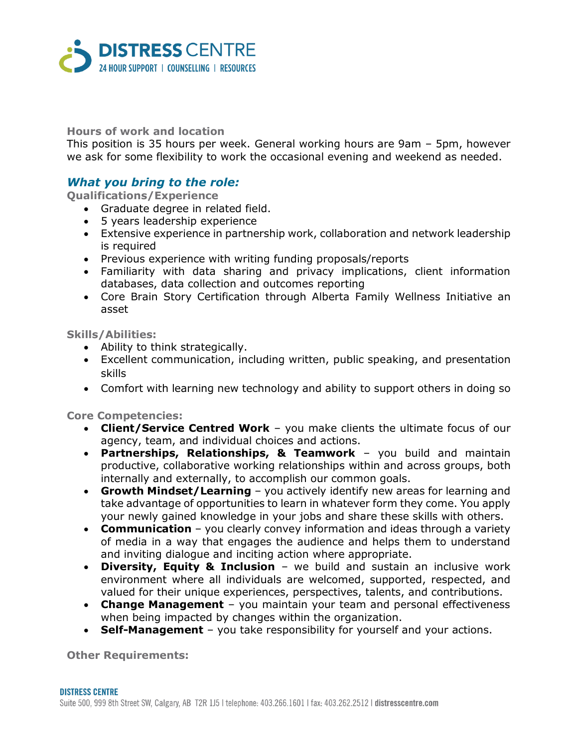**Hours of work and location**

This position is 35 hours per week. General working hours are 9am – 5pm, however we ask for some flexibility to work the occasional evening and weekend as needed.

## *What you bring to the role:*

**Qualifications/Experience**

- Graduate degree in related field.
- 5 years leadership experience
- Extensive experience in partnership work, collaboration and network leadership is required
- Previous experience with writing funding proposals/reports
- Familiarity with data sharing and privacy implications, client information databases, data collection and outcomes reporting
- Core Brain Story Certification through Alberta Family Wellness Initiative an asset

**Skills/Abilities:**

- Ability to think strategically.
- Excellent communication, including written, public speaking, and presentation skills
- Comfort with learning new technology and ability to support others in doing so

**Core Competencies:**

- **Client/Service Centred Work** – you make clients the ultimate focus of our agency, team, and individual choices and actions.
- **Partnerships, Relationships, & Teamwork** – you build and maintain productive, collaborative working relationships within and across groups, both internally and externally, to accomplish our common goals.
- **Growth Mindset/Learning** – you actively identify new areas for learning and take advantage of opportunities to learn in whatever form they come. You apply your newly gained knowledge in your jobs and share these skills with others.
- **Communication** – you clearly convey information and ideas through a variety of media in a way that engages the audience and helps them to understand and inviting dialogue and inciting action where appropriate.
- **Diversity, Equity & Inclusion** – we build and sustain an inclusive work environment where all individuals are welcomed, supported, respected, and valued for their unique experiences, perspectives, talents, and contributions.
- **Change Management** – you maintain your team and personal effectiveness when being impacted by changes within the organization.
- **Self-Management** – you take responsibility for yourself and your actions.

**Other Requirements:**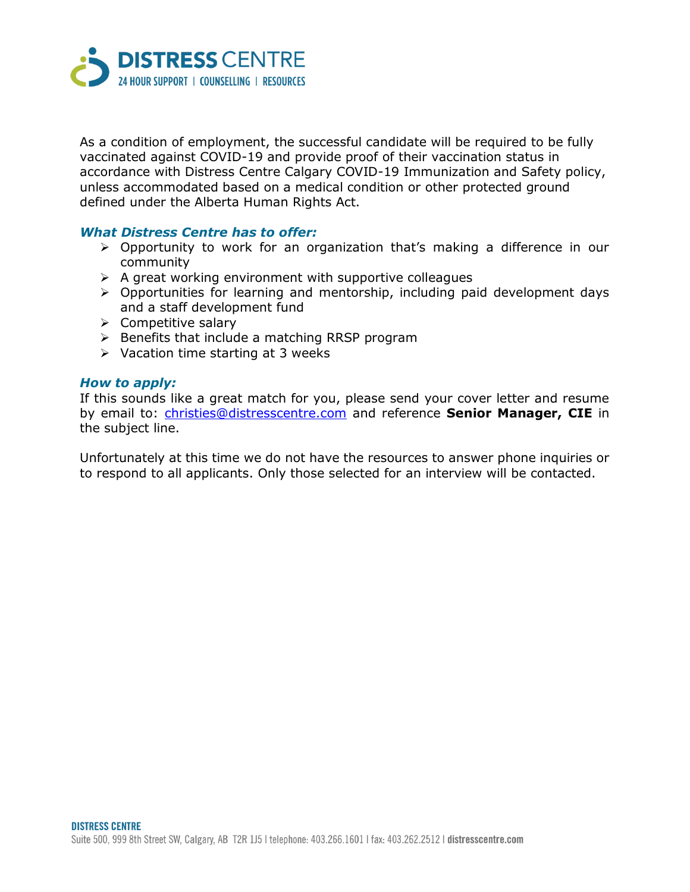As a condition of employment, the successful candidate will be required to be fully vaccinated against COVID-19 and provide proof of their vaccination status in accordance with Distress Centre Calgary COVID-19 Immunization and Safety policy, unless accommodated based on a medical condition or other protected ground defined under the Alberta Human Rights Act.

### *What Distress Centre has to offer:*

- Opportunity to work for an organization that's making a difference in our community
- A great working environment with supportive colleagues
- Opportunities for learning and mentorship, including paid development days and a staff development fund
- Competitive salary
- Benefits that include a matching RRSP program
- Vacation time starting at 3 weeks

### *How to apply:*

If this sounds like a great match for you, please send your cover letter and resume by email to: christies@distresscentre.com and reference **Senior Manager, CIE** in the subject line.

Unfortunately at this time we do not have the resources to answer phone inquiries or to respond to all applicants. Only those selected for an interview will be contacted.